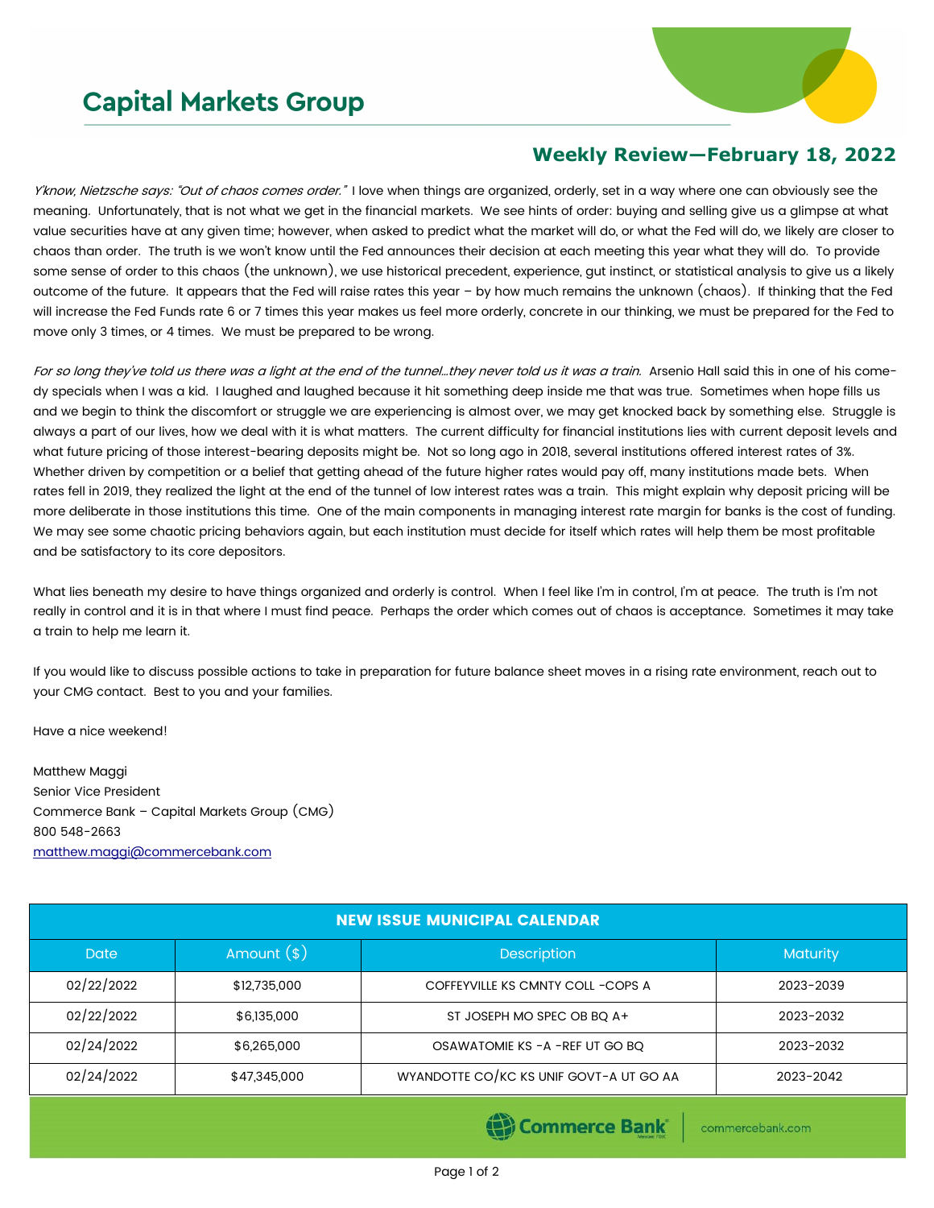# Capital Markets Group

## Weekly Review—February 18, 2022

*Y'know, Nietzsche says: "Out of chaos comes order."* I love when things are organized, orderly, set in a way where one can obviously see the meaning. Unfortunately, that is not what we get in the financial markets. We see hints of order: buying and selling give us a glimpse at what value securities have at any given time; however, when asked to predict what the market will do, or what the Fed will do, we likely are closer to chaos than order. The truth is we won't know until the Fed announces their decision at each meeting this year what they will do. To provide some sense of order to this chaos (the unknown), we use historical precedent, experience, gut instinct, or statistical analysis to give us a likely outcome of the future. It appears that the Fed will raise rates this year – by how much remains the unknown (chaos). If thinking that the Fed will increase the Fed Funds rate 6 or 7 times this year makes us feel more orderly, concrete in our thinking, we must be prepared for the Fed to move only 3 times, or 4 times. We must be prepared to be wrong.

*For so long they've told us there was a light at the end of the tunnel…they never told us it was a train.* Arsenio Hall said this in one of his comedy specials when I was a kid. I laughed and laughed because it hit something deep inside me that was true. Sometimes when hope fills us and we begin to think the discomfort or struggle we are experiencing is almost over, we may get knocked back by something else. Struggle is always a part of our lives, how we deal with it is what matters. The current difficulty for financial institutions lies with current deposit levels and what future pricing of those interest-bearing deposits might be. Not so long ago in 2018, several institutions offered interest rates of 3%. Whether driven by competition or a belief that getting ahead of the future higher rates would pay off, many institutions made bets. When rates fell in 2019, they realized the light at the end of the tunnel of low interest rates was a train. This might explain why deposit pricing will be more deliberate in those institutions this time. One of the main components in managing interest rate margin for banks is the cost of funding. We may see some chaotic pricing behaviors again, but each institution must decide for itself which rates will help them be most profitable and be satisfactory to its core depositors.

What lies beneath my desire to have things organized and orderly is control. When I feel like I'm in control, I'm at peace. The truth is I'm not really in control and it is in that where I must find peace. Perhaps the order which comes out of chaos is acceptance. Sometimes it may take a train to help me learn it.

If you would like to discuss possible actions to take in preparation for future balance sheet moves in a rising rate environment, reach out to your CMG contact. Best to you and your families.

Have a nice weekend!

Matthew Maggi
Senior Vice President
Commerce Bank – Capital Markets Group (CMG)
800 548-2663
matthew.maggi@commercebank.com

| NEW ISSUE MUNICIPAL CALENDAR | | | |
|---|---|---|---|
| Date | Amount ($) | Description | Maturity |
| 02/22/2022 | $12,735,000 | COFFEYVILLE KS CMNTY COLL -COPS A | 2023-2039 |
| 02/22/2022 | $6,135,000 | ST JOSEPH MO SPEC OB BQ A+ | 2023-2032 |
| 02/24/2022 | $6,265,000 | OSAWATOMIE KS -A -REF UT GO BQ | 2023-2032 |
| 02/24/2022 | $47,345,000 | WYANDOTTE CO/KC KS UNIF GOVT-A UT GO AA | 2023-2042 |

Commerce Bank | commercebank.com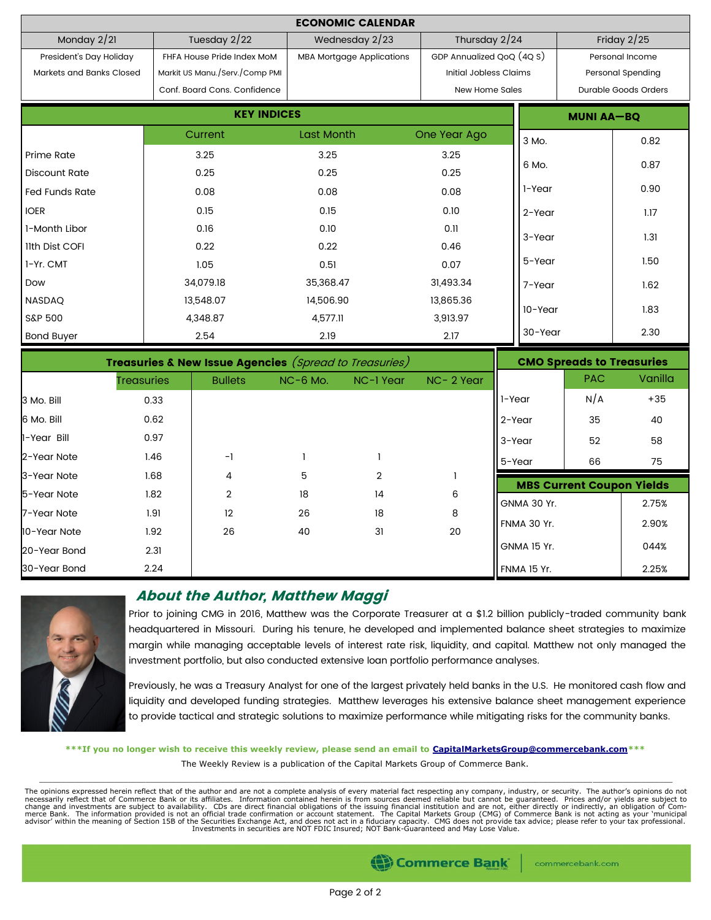## ECONOMIC CALENDAR

| Monday 2/21 | Tuesday 2/22 | Wednesday 2/23 | Thursday 2/24 | Friday 2/25 |
|---|---|---|---|---|
| President's Day Holiday | FHFA House Pride Index MoM | MBA Mortgage Applications | GDP Annualized QoQ (4Q S) | Personal Income |
| Markets and Banks Closed | Markit US Manu./Serv./Comp PMI | | Initial Jobless Claims | Personal Spending |
| | Conf. Board Cons. Confidence | | New Home Sales | Durable Goods Orders |

## KEY INDICES

| | Current | Last Month | One Year Ago |
|---|---|---|---|
| Prime Rate | 3.25 | 3.25 | 3.25 |
| Discount Rate | 0.25 | 0.25 | 0.25 |
| Fed Funds Rate | 0.08 | 0.08 | 0.08 |
| IOER | 0.15 | 0.15 | 0.10 |
| 1-Month Libor | 0.16 | 0.10 | 0.11 |
| 11th Dist COFI | 0.22 | 0.22 | 0.46 |
| 1-Yr. CMT | 1.05 | 0.51 | 0.07 |
| Dow | 34,079.18 | 35,368.47 | 31,493.34 |
| NASDAQ | 13,548.07 | 14,506.90 | 13,865.36 |
| S&P 500 | 4,348.87 | 4,577.11 | 3,913.97 |
| Bond Buyer | 2.54 | 2.19 | 2.17 |

## MUNI AA—BQ

| | |
|---|---|
| 3 Mo. | 0.82 |
| 6 Mo. | 0.87 |
| 1-Year | 0.90 |
| 2-Year | 1.17 |
| 3-Year | 1.31 |
| 5-Year | 1.50 |
| 7-Year | 1.62 |
| 10-Year | 1.83 |
| 30-Year | 2.30 |

## Treasuries & New Issue Agencies *(Spread to Treasuries)*

| | Treasuries | Bullets | NC-6 Mo. | NC-1 Year | NC- 2 Year |
|---|---|---|---|---|---|
| 3 Mo. Bill | 0.33 | | | | |
| 6 Mo. Bill | 0.62 | | | | |
| 1-Year Bill | 0.97 | | | | |
| 2-Year Note | 1.46 | -1 | 1 | 1 | |
| 3-Year Note | 1.68 | 4 | 5 | 2 | 1 |
| 5-Year Note | 1.82 | 2 | 18 | 14 | 6 |
| 7-Year Note | 1.91 | 12 | 26 | 18 | 8 |
| 10-Year Note | 1.92 | 26 | 40 | 31 | 20 |
| 20-Year Bond | 2.31 | | | | |
| 30-Year Bond | 2.24 | | | | |

## CMO Spreads to Treasuries

| | PAC | Vanilla |
|---|---|---|
| 1-Year | N/A | +35 |
| 2-Year | 35 | 40 |
| 3-Year | 52 | 58 |
| 5-Year | 66 | 75 |

## MBS Current Coupon Yields

| | |
|---|---|
| GNMA 30 Yr. | 2.75% |
| FNMA 30 Yr. | 2.90% |
| GNMA 15 Yr. | 044% |
| FNMA 15 Yr. | 2.25% |

## *About the Author, Matthew Maggi*

Prior to joining CMG in 2016, Matthew was the Corporate Treasurer at a $1.2 billion publicly-traded community bank headquartered in Missouri. During his tenure, he developed and implemented balance sheet strategies to maximize margin while managing acceptable levels of interest rate risk, liquidity, and capital. Matthew not only managed the investment portfolio, but also conducted extensive loan portfolio performance analyses.

Previously, he was a Treasury Analyst for one of the largest privately held banks in the U.S. He monitored cash flow and liquidity and developed funding strategies. Matthew leverages his extensive balance sheet management experience to provide tactical and strategic solutions to maximize performance while mitigating risks for the community banks.

**\*\*\*If you no longer wish to receive this weekly review, please send an email to CapitalMarketsGroup@commercebank.com\*\*\***

The Weekly Review is a publication of the Capital Markets Group of Commerce Bank.

The opinions expressed herein reflect that of the author and are not a complete analysis of every material fact respecting any company, industry, or security. The author's opinions do not necessarily reflect that of Commerce Bank or its affiliates. Information contained herein is from sources deemed reliable but cannot be guaranteed. Prices and/or yields are subject to change and investments are subject to availability. CDs are direct financial obligations of the issuing financial institution and are not, either directly or indirectly, an obligation of Commerce Bank. The information provided is not an official trade confirmation or account statement. The Capital Markets Group (CMG) of Commerce Bank is not acting as your 'municipal advisor' within the meaning of Section 15B of the Securities Exchange Act, and does not act in a fiduciary capacity. CMG does not provide tax advice; please refer to your tax professional. Investments in securities are NOT FDIC Insured; NOT Bank-Guaranteed and May Lose Value.

Commerce Bank | commercebank.com